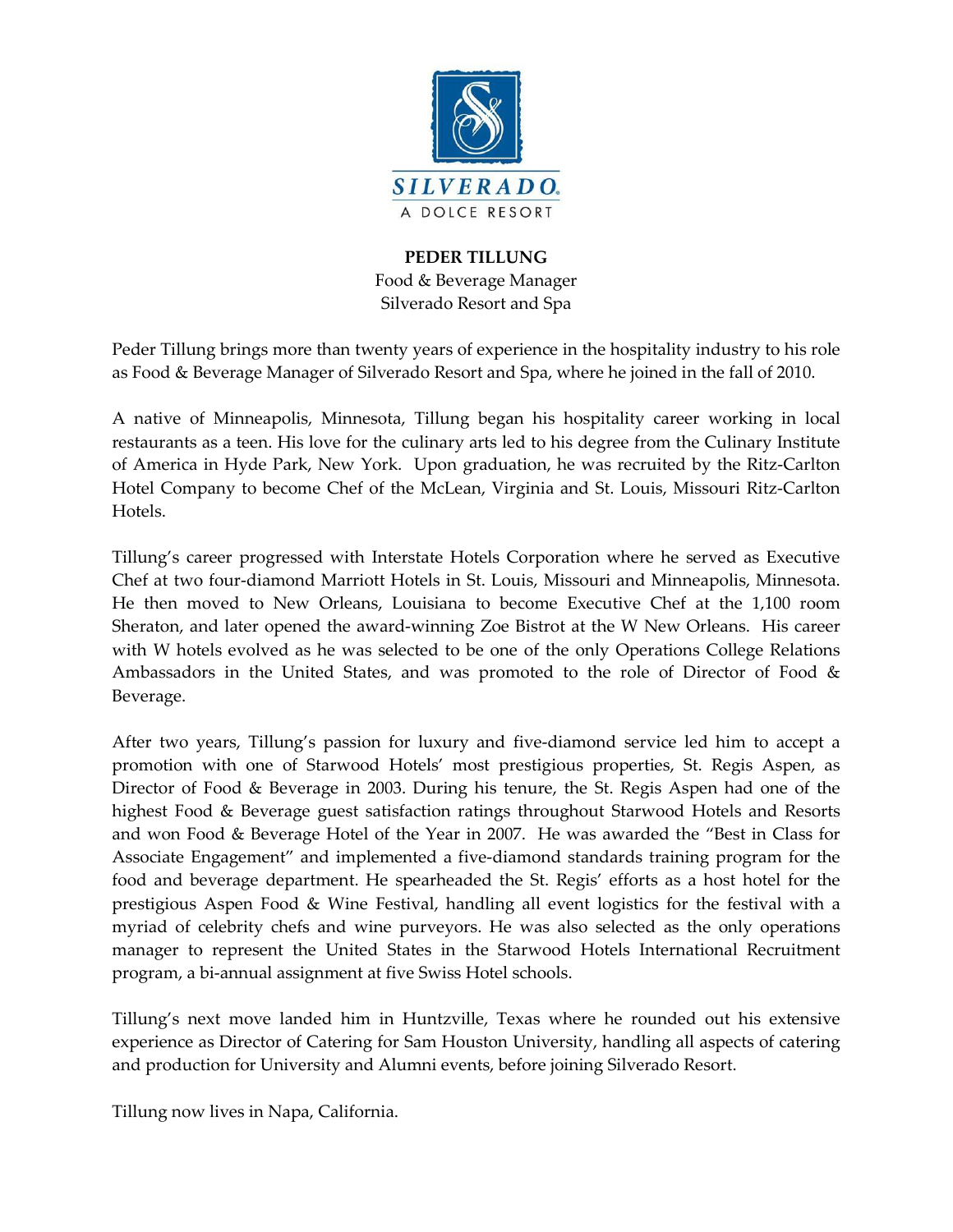SILVERADO
A DOLCE RESORT

**PEDER TILLUNG**
Food & Beverage Manager
Silverado Resort and Spa

Peder Tillung brings more than twenty years of experience in the hospitality industry to his role as Food & Beverage Manager of Silverado Resort and Spa, where he joined in the fall of 2010.

A native of Minneapolis, Minnesota, Tillung began his hospitality career working in local restaurants as a teen. His love for the culinary arts led to his degree from the Culinary Institute of America in Hyde Park, New York. Upon graduation, he was recruited by the Ritz-Carlton Hotel Company to become Chef of the McLean, Virginia and St. Louis, Missouri Ritz-Carlton Hotels.

Tillung's career progressed with Interstate Hotels Corporation where he served as Executive Chef at two four-diamond Marriott Hotels in St. Louis, Missouri and Minneapolis, Minnesota. He then moved to New Orleans, Louisiana to become Executive Chef at the 1,100 room Sheraton, and later opened the award-winning Zoe Bistrot at the W New Orleans. His career with W hotels evolved as he was selected to be one of the only Operations College Relations Ambassadors in the United States, and was promoted to the role of Director of Food & Beverage.

After two years, Tillung's passion for luxury and five-diamond service led him to accept a promotion with one of Starwood Hotels' most prestigious properties, St. Regis Aspen, as Director of Food & Beverage in 2003. During his tenure, the St. Regis Aspen had one of the highest Food & Beverage guest satisfaction ratings throughout Starwood Hotels and Resorts and won Food & Beverage Hotel of the Year in 2007. He was awarded the "Best in Class for Associate Engagement" and implemented a five-diamond standards training program for the food and beverage department. He spearheaded the St. Regis' efforts as a host hotel for the prestigious Aspen Food & Wine Festival, handling all event logistics for the festival with a myriad of celebrity chefs and wine purveyors. He was also selected as the only operations manager to represent the United States in the Starwood Hotels International Recruitment program, a bi-annual assignment at five Swiss Hotel schools.

Tillung's next move landed him in Huntzville, Texas where he rounded out his extensive experience as Director of Catering for Sam Houston University, handling all aspects of catering and production for University and Alumni events, before joining Silverado Resort.

Tillung now lives in Napa, California.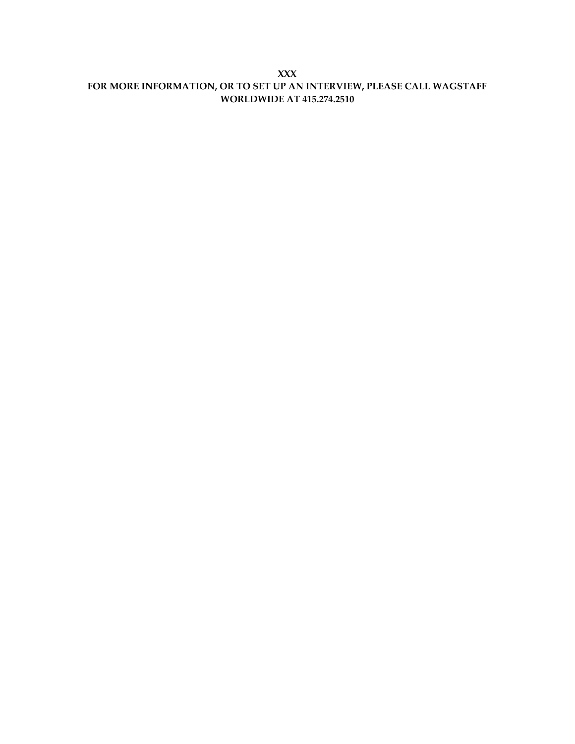**XXX**

**FOR MORE INFORMATION, OR TO SET UP AN INTERVIEW, PLEASE CALL WAGSTAFF WORLDWIDE AT 415.274.2510**